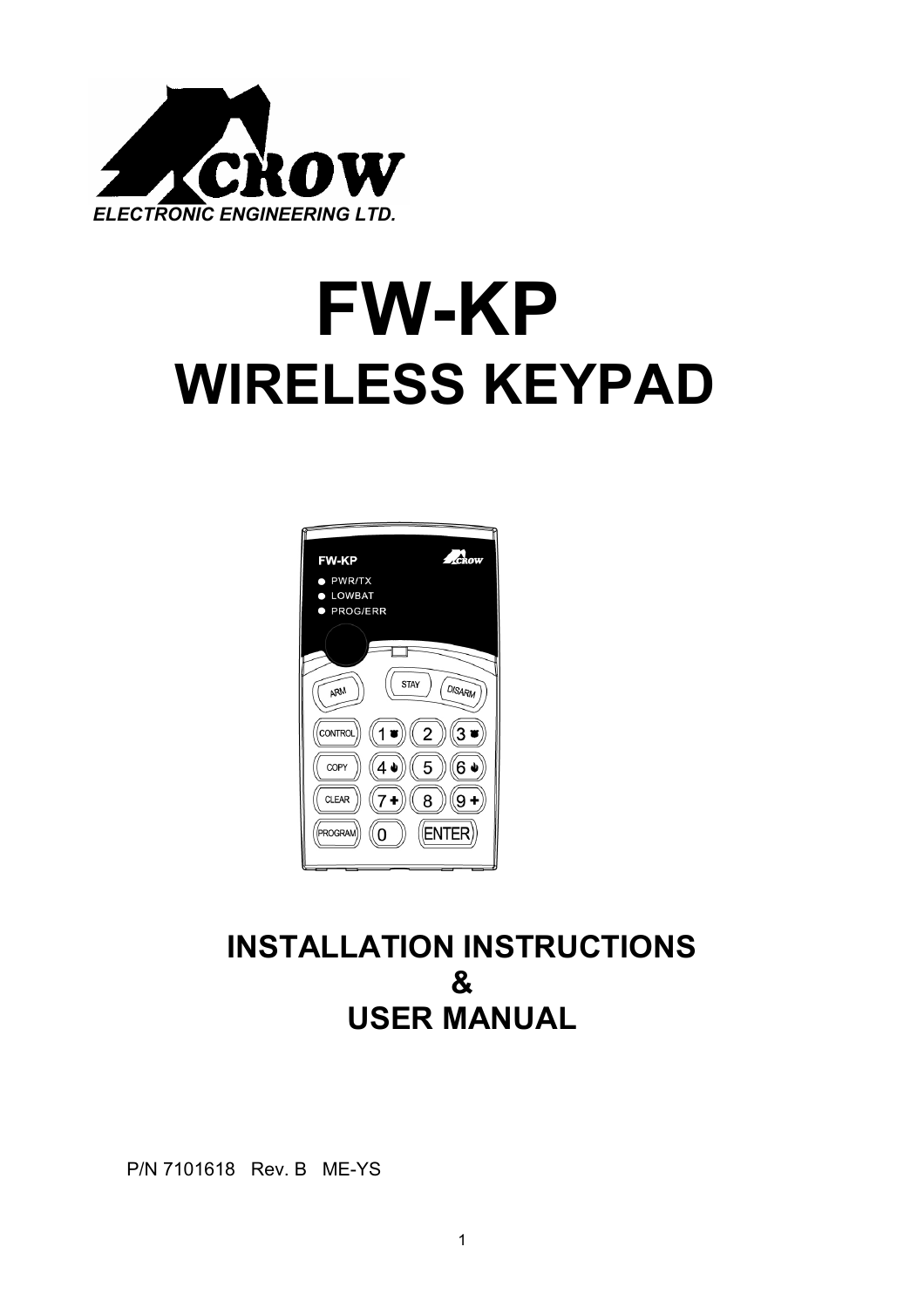CROW

*ELECTRONIC ENGINEERING LTD.*

# FW-KP

# WIRELESS KEYPAD

## INSTALLATION INSTRUCTIONS
## &
## USER MANUAL

P/N 7101618 Rev. B ME-YS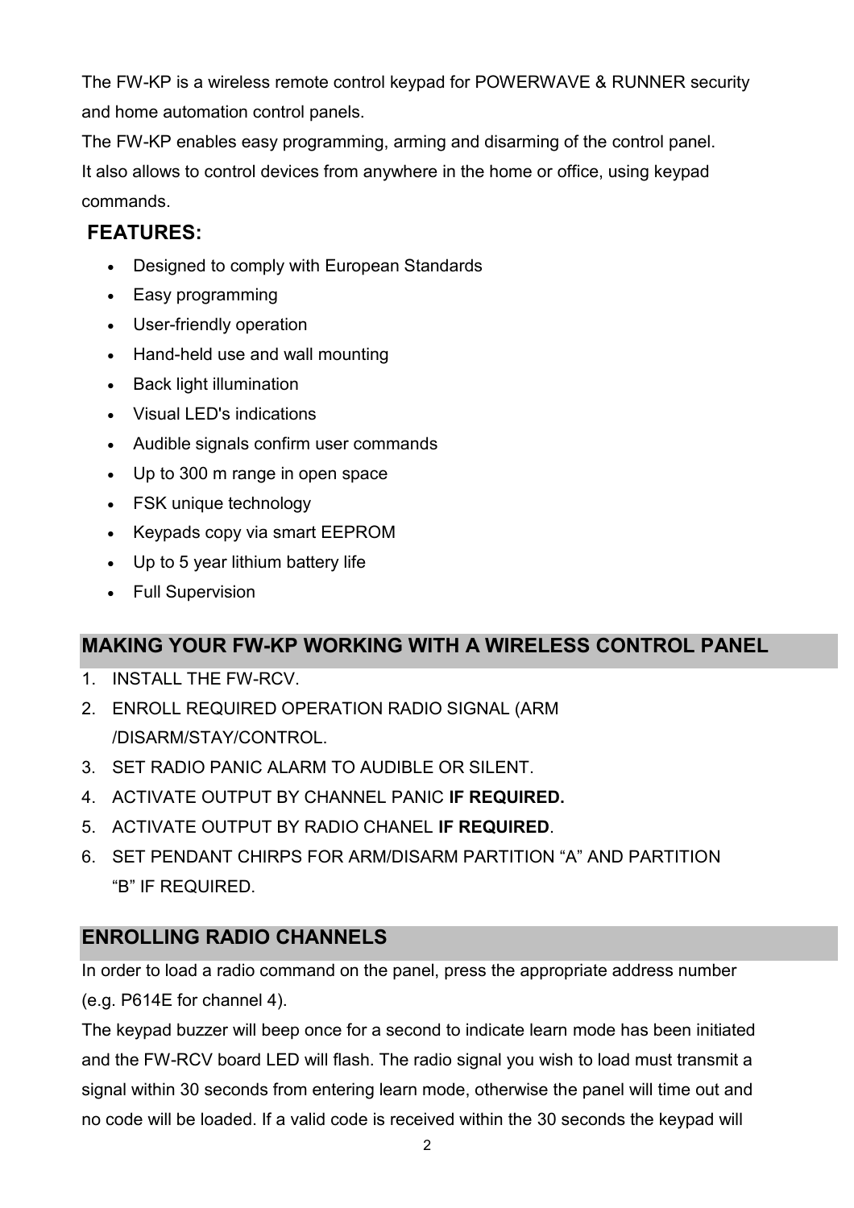The FW-KP is a wireless remote control keypad for POWERWAVE & RUNNER security and home automation control panels.
The FW-KP enables easy programming, arming and disarming of the control panel.
It also allows to control devices from anywhere in the home or office, using keypad commands.

**FEATURES:**

- Designed to comply with European Standards
- Easy programming
- User-friendly operation
- Hand-held use and wall mounting
- Back light illumination
- Visual LED's indications
- Audible signals confirm user commands
- Up to 300 m range in open space
- FSK unique technology
- Keypads copy via smart EEPROM
- Up to 5 year lithium battery life
- Full Supervision

## MAKING YOUR FW-KP WORKING WITH A WIRELESS CONTROL PANEL

1. INSTALL THE FW-RCV.
2. ENROLL REQUIRED OPERATION RADIO SIGNAL (ARM /DISARM/STAY/CONTROL.
3. SET RADIO PANIC ALARM TO AUDIBLE OR SILENT.
4. ACTIVATE OUTPUT BY CHANNEL PANIC **IF REQUIRED.**
5. ACTIVATE OUTPUT BY RADIO CHANEL **IF REQUIRED**.
6. SET PENDANT CHIRPS FOR ARM/DISARM PARTITION “A” AND PARTITION “B” IF REQUIRED.

## ENROLLING RADIO CHANNELS

In order to load a radio command on the panel, press the appropriate address number (e.g. P614E for channel 4).
The keypad buzzer will beep once for a second to indicate learn mode has been initiated and the FW-RCV board LED will flash. The radio signal you wish to load must transmit a signal within 30 seconds from entering learn mode, otherwise the panel will time out and no code will be loaded. If a valid code is received within the 30 seconds the keypad will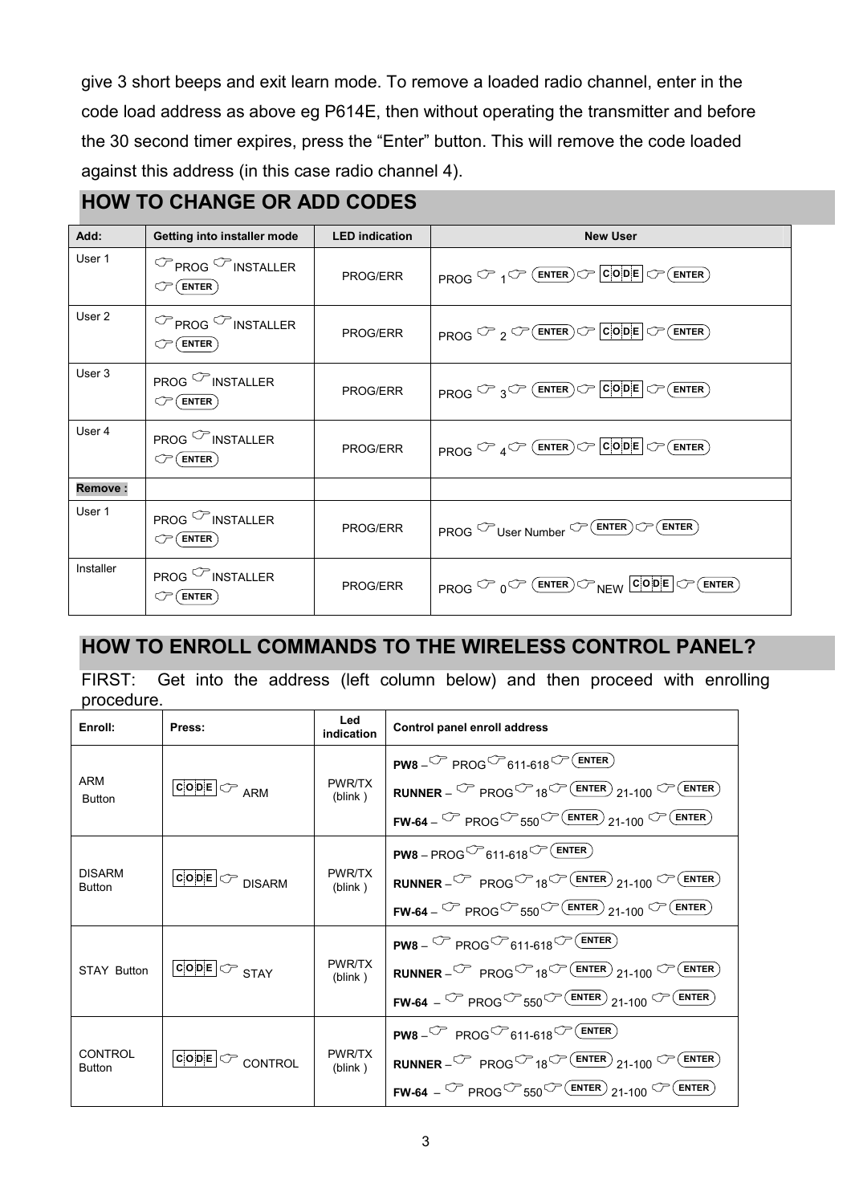give 3 short beeps and exit learn mode. To remove a loaded radio channel, enter in the code load address as above eg P614E, then without operating the transmitter and before the 30 second timer expires, press the "Enter" button. This will remove the code loaded against this address (in this case radio channel 4).

## HOW TO CHANGE OR ADD CODES

| Add: | Getting into installer mode | LED indication | New User |
|---|---|---|---|
| User 1 | ☞PROG ☞INSTALLER ☞ENTER | PROG/ERR | PROG ☞ 1☞ ENTER ☞ CODE ☞ ENTER |
| User 2 | ☞PROG ☞INSTALLER ☞ENTER | PROG/ERR | PROG ☞ 2 ☞ ENTER ☞ CODE ☞ ENTER |
| User 3 | PROG ☞INSTALLER ☞ENTER | PROG/ERR | PROG ☞ 3☞ ENTER ☞ CODE ☞ ENTER |
| User 4 | PROG ☞INSTALLER ☞ENTER | PROG/ERR | PROG ☞ 4☞ ENTER ☞ CODE ☞ ENTER |
| **Remove :** | | | |
| User 1 | PROG ☞INSTALLER ☞ENTER | PROG/ERR | PROG ☞User Number ☞ ENTER ☞ ENTER |
| Installer | PROG ☞INSTALLER ☞ENTER | PROG/ERR | PROG ☞ 0☞ ENTER ☞NEW CODE ☞ ENTER |

## HOW TO ENROLL COMMANDS TO THE WIRELESS CONTROL PANEL?

FIRST: Get into the address (left column below) and then proceed with enrolling procedure.

| Enroll: | Press: | Led indication | Control panel enroll address |
|---|---|---|---|
| ARM Button | CODE ☞ ARM | PWR/TX (blink ) | **PW8** – ☞ PROG☞611-618☞ ENTER<br>**RUNNER** – ☞ PROG☞18☞ ENTER 21-100 ☞ ENTER<br>**FW-64** – ☞ PROG☞550☞ ENTER 21-100 ☞ ENTER |
| DISARM Button | CODE ☞ DISARM | PWR/TX (blink ) | **PW8** – PROG☞611-618☞ ENTER<br>**RUNNER** –☞ PROG☞18☞ ENTER 21-100 ☞ ENTER<br>**FW-64** – ☞ PROG☞550☞ ENTER 21-100 ☞ ENTER |
| STAY Button | CODE ☞ STAY | PWR/TX (blink ) | **PW8** – ☞ PROG☞611-618☞ ENTER<br>**RUNNER** –☞ PROG☞18☞ ENTER 21-100 ☞ ENTER<br>**FW-64** – ☞ PROG☞550☞ ENTER 21-100 ☞ ENTER |
| CONTROL Button | CODE ☞ CONTROL | PWR/TX (blink ) | **PW8** –☞ PROG☞611-618☞ ENTER<br>**RUNNER** –☞ PROG☞18☞ ENTER 21-100 ☞ ENTER<br>**FW-64** – ☞ PROG☞550☞ ENTER 21-100 ☞ ENTER |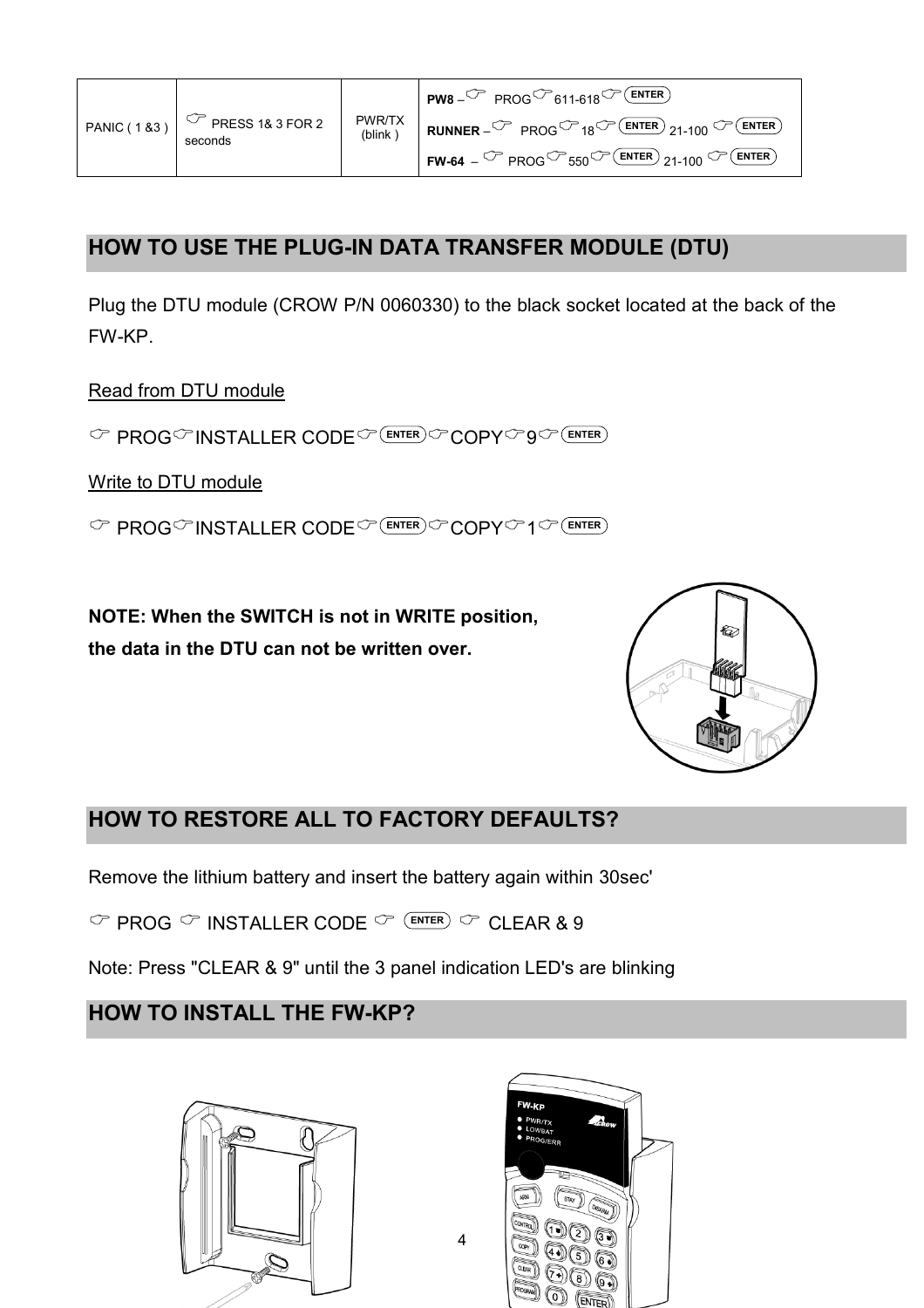| PANIC ( 1 &3 ) | ☞ PRESS 1& 3 FOR 2 seconds | PWR/TX (blink ) | **PW8** – ☞ PROG ☞ 611-618 ☞ ENTER<br>**RUNNER** – ☞ PROG ☞ 18 ☞ ENTER 21-100 ☞ ENTER<br>**FW-64** – ☞ PROG ☞ 550 ☞ ENTER 21-100 ☞ ENTER |
|---|---|---|---|

## HOW TO USE THE PLUG-IN DATA TRANSFER MODULE (DTU)

Plug the DTU module (CROW P/N 0060330) to the black socket located at the back of the FW-KP.

Read from DTU module

☞ PROG ☞ INSTALLER CODE ☞ ENTER ☞ COPY ☞ 9 ☞ ENTER

Write to DTU module

☞ PROG ☞ INSTALLER CODE ☞ ENTER ☞ COPY ☞ 1 ☞ ENTER

**NOTE: When the SWITCH is not in WRITE position, the data in the DTU can not be written over.**

## HOW TO RESTORE ALL TO FACTORY DEFAULTS?

Remove the lithium battery and insert the battery again within 30sec'

☞ PROG ☞ INSTALLER CODE ☞ ENTER ☞ CLEAR & 9

Note: Press "CLEAR & 9" until the 3 panel indication LED's are blinking

## HOW TO INSTALL THE FW-KP?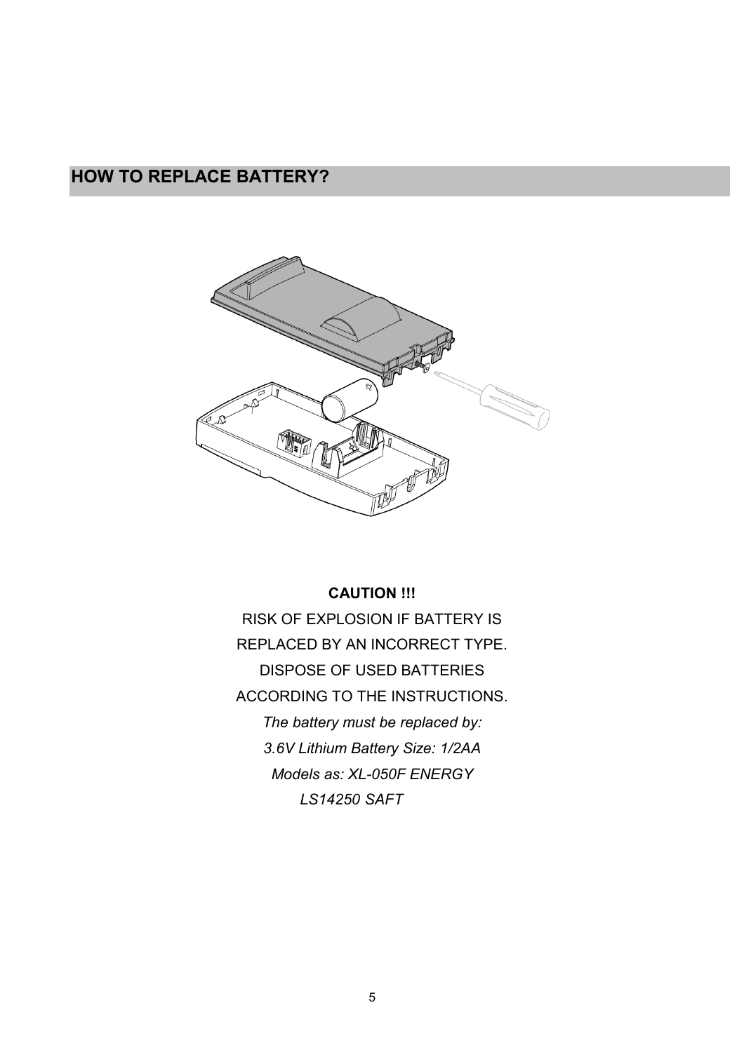## HOW TO REPLACE BATTERY?

**CAUTION !!!**

RISK OF EXPLOSION IF BATTERY IS REPLACED BY AN INCORRECT TYPE.

DISPOSE OF USED BATTERIES ACCORDING TO THE INSTRUCTIONS.

*The battery must be replaced by:*

*3.6V Lithium Battery Size: 1/2AA*

*Models as: XL-050F ENERGY*

*LS14250 SAFT*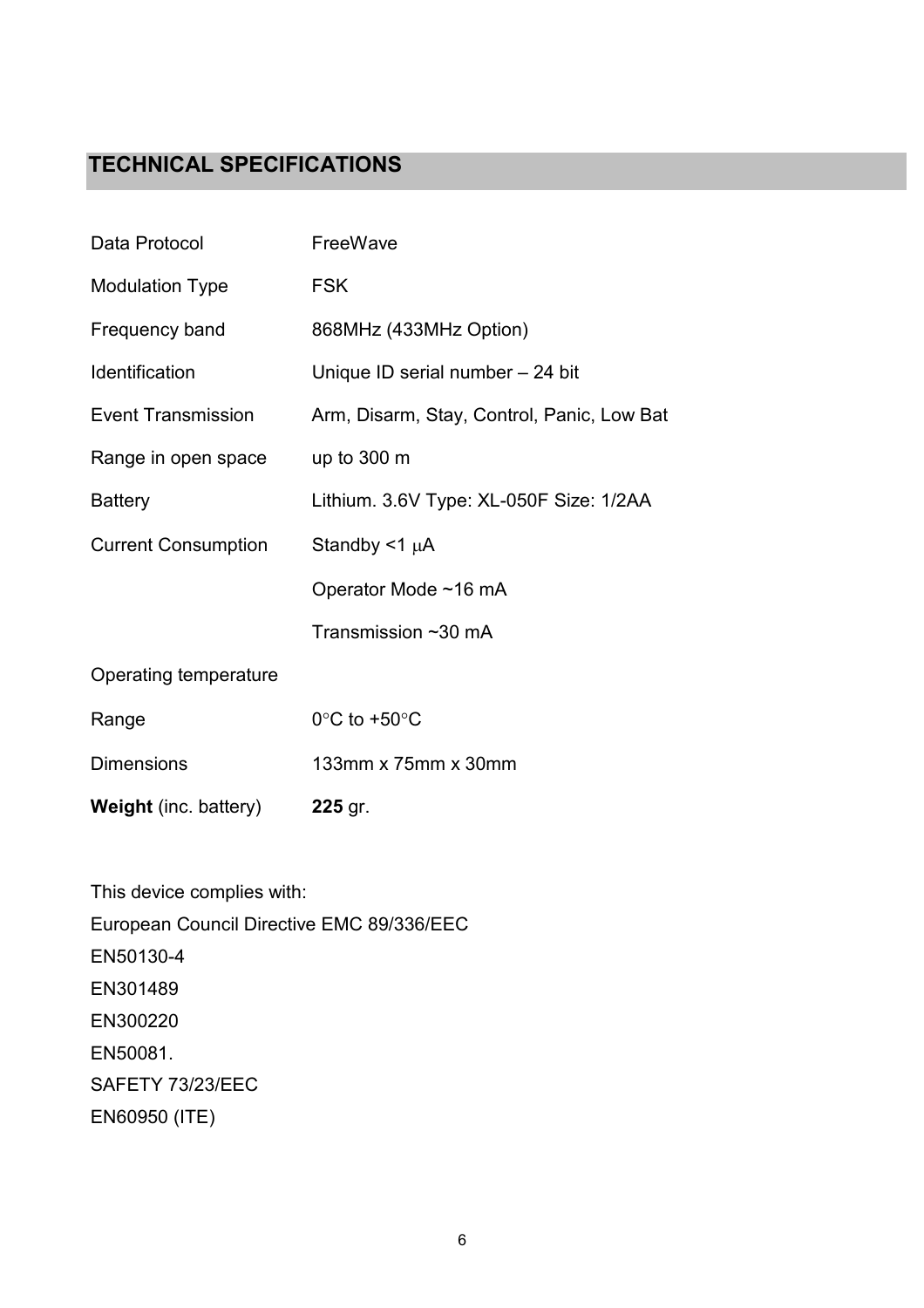## TECHNICAL SPECIFICATIONS

| | |
|---|---|
| Data Protocol | FreeWave |
| Modulation Type | FSK |
| Frequency band | 868MHz (433MHz Option) |
| Identification | Unique ID serial number – 24 bit |
| Event Transmission | Arm, Disarm, Stay, Control, Panic, Low Bat |
| Range in open space | up to 300 m |
| Battery | Lithium. 3.6V Type: XL-050F Size: 1/2AA |
| Current Consumption | Standby <1 μA |
| | Operator Mode ~16 mA |
| | Transmission ~30 mA |
| Operating temperature | |
| Range | 0°C to +50°C |
| Dimensions | 133mm x 75mm x 30mm |
| **Weight** (inc. battery) | **225** gr. |

This device complies with:
European Council Directive EMC 89/336/EEC
EN50130-4
EN301489
EN300220
EN50081.
SAFETY 73/23/EEC
EN60950 (ITE)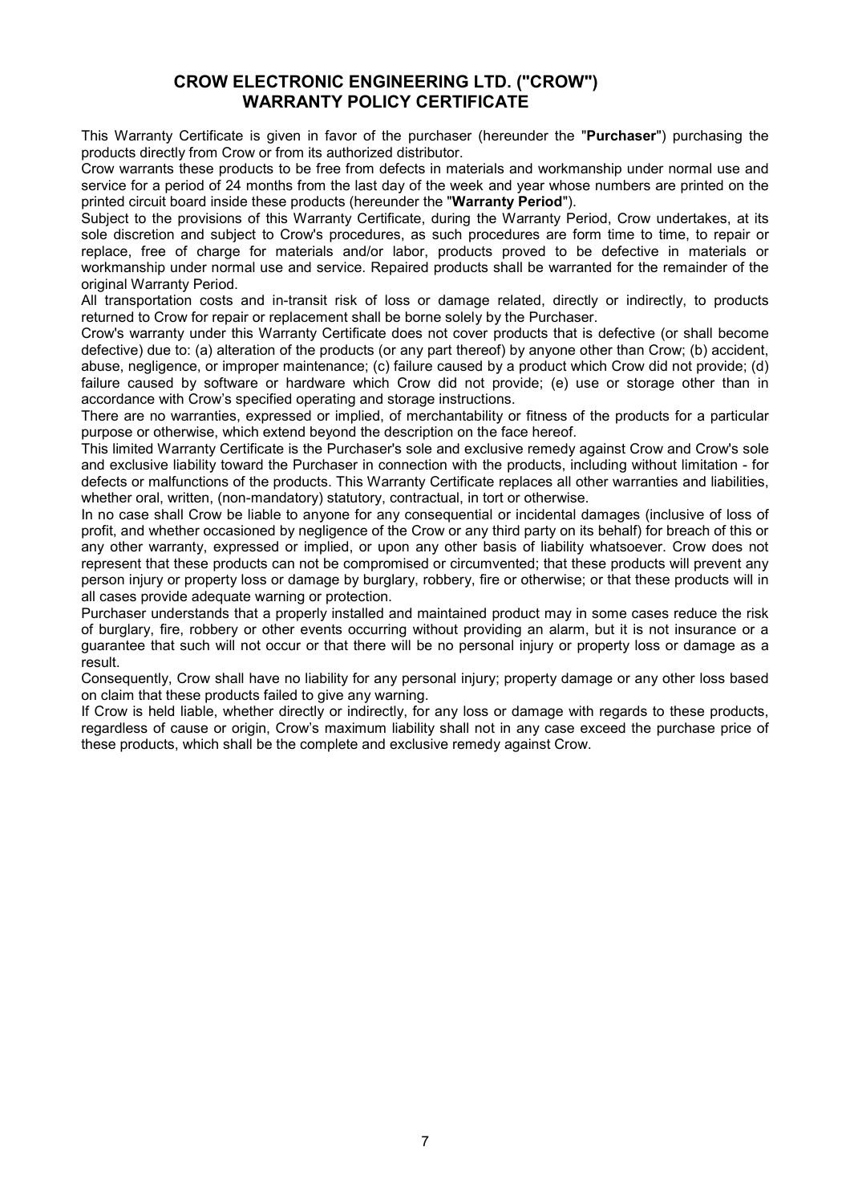# CROW ELECTRONIC ENGINEERING LTD. ("CROW") WARRANTY POLICY CERTIFICATE

This Warranty Certificate is given in favor of the purchaser (hereunder the "**Purchaser**") purchasing the products directly from Crow or from its authorized distributor.

Crow warrants these products to be free from defects in materials and workmanship under normal use and service for a period of 24 months from the last day of the week and year whose numbers are printed on the printed circuit board inside these products (hereunder the "**Warranty Period**").

Subject to the provisions of this Warranty Certificate, during the Warranty Period, Crow undertakes, at its sole discretion and subject to Crow's procedures, as such procedures are form time to time, to repair or replace, free of charge for materials and/or labor, products proved to be defective in materials or workmanship under normal use and service. Repaired products shall be warranted for the remainder of the original Warranty Period.

All transportation costs and in-transit risk of loss or damage related, directly or indirectly, to products returned to Crow for repair or replacement shall be borne solely by the Purchaser.

Crow's warranty under this Warranty Certificate does not cover products that is defective (or shall become defective) due to: (a) alteration of the products (or any part thereof) by anyone other than Crow; (b) accident, abuse, negligence, or improper maintenance; (c) failure caused by a product which Crow did not provide; (d) failure caused by software or hardware which Crow did not provide; (e) use or storage other than in accordance with Crow's specified operating and storage instructions.

There are no warranties, expressed or implied, of merchantability or fitness of the products for a particular purpose or otherwise, which extend beyond the description on the face hereof.

This limited Warranty Certificate is the Purchaser's sole and exclusive remedy against Crow and Crow's sole and exclusive liability toward the Purchaser in connection with the products, including without limitation - for defects or malfunctions of the products. This Warranty Certificate replaces all other warranties and liabilities, whether oral, written, (non-mandatory) statutory, contractual, in tort or otherwise.

In no case shall Crow be liable to anyone for any consequential or incidental damages (inclusive of loss of profit, and whether occasioned by negligence of the Crow or any third party on its behalf) for breach of this or any other warranty, expressed or implied, or upon any other basis of liability whatsoever. Crow does not represent that these products can not be compromised or circumvented; that these products will prevent any person injury or property loss or damage by burglary, robbery, fire or otherwise; or that these products will in all cases provide adequate warning or protection.

Purchaser understands that a properly installed and maintained product may in some cases reduce the risk of burglary, fire, robbery or other events occurring without providing an alarm, but it is not insurance or a guarantee that such will not occur or that there will be no personal injury or property loss or damage as a result.

Consequently, Crow shall have no liability for any personal injury; property damage or any other loss based on claim that these products failed to give any warning.

If Crow is held liable, whether directly or indirectly, for any loss or damage with regards to these products, regardless of cause or origin, Crow's maximum liability shall not in any case exceed the purchase price of these products, which shall be the complete and exclusive remedy against Crow.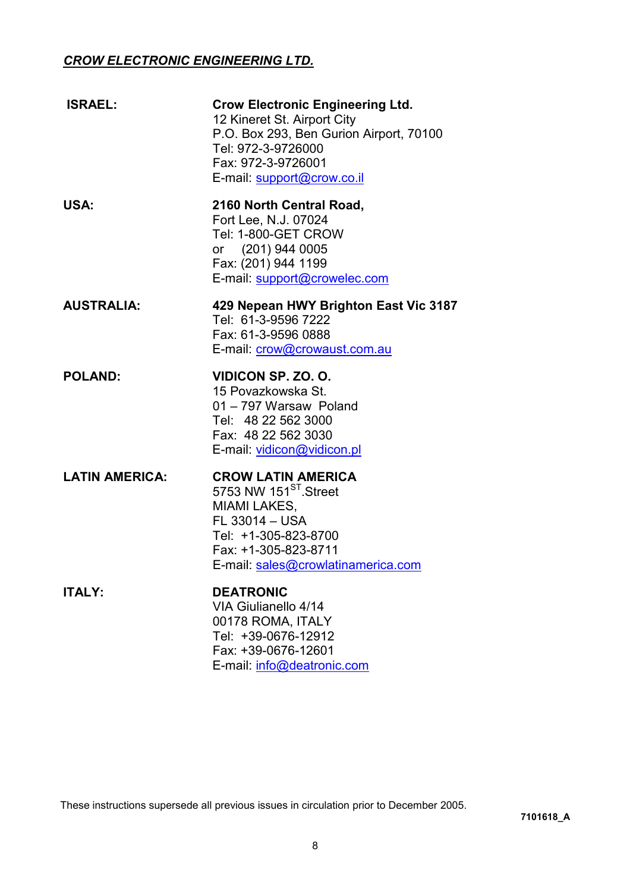***CROW ELECTRONIC ENGINEERING LTD.***

**ISRAEL:**

**Crow Electronic Engineering Ltd.**
12 Kineret St. Airport City
P.O. Box 293, Ben Gurion Airport, 70100
Tel: 972-3-9726000
Fax: 972-3-9726001
E-mail: support@crow.co.il

**USA:**

**2160 North Central Road,**
Fort Lee, N.J. 07024
Tel: 1-800-GET CROW
or (201) 944 0005
Fax: (201) 944 1199
E-mail: support@crowelec.com

**AUSTRALIA:**

**429 Nepean HWY Brighton East Vic 3187**
Tel: 61-3-9596 7222
Fax: 61-3-9596 0888
E-mail: crow@crowaust.com.au

**POLAND:**

**VIDICON SP. ZO. O.**
15 Povazkowska St.
01 – 797 Warsaw Poland
Tel: 48 22 562 3000
Fax: 48 22 562 3030
E-mail: vidicon@vidicon.pl

**LATIN AMERICA:**

**CROW LATIN AMERICA**
5753 NW 151ST.Street
MIAMI LAKES,
FL 33014 – USA
Tel: +1-305-823-8700
Fax: +1-305-823-8711
E-mail: sales@crowlatinamerica.com

**ITALY:**

**DEATRONIC**
VIA Giulianello 4/14
00178 ROMA, ITALY
Tel: +39-0676-12912
Fax: +39-0676-12601
E-mail: info@deatronic.com

These instructions supersede all previous issues in circulation prior to December 2005.

**7101618_A**